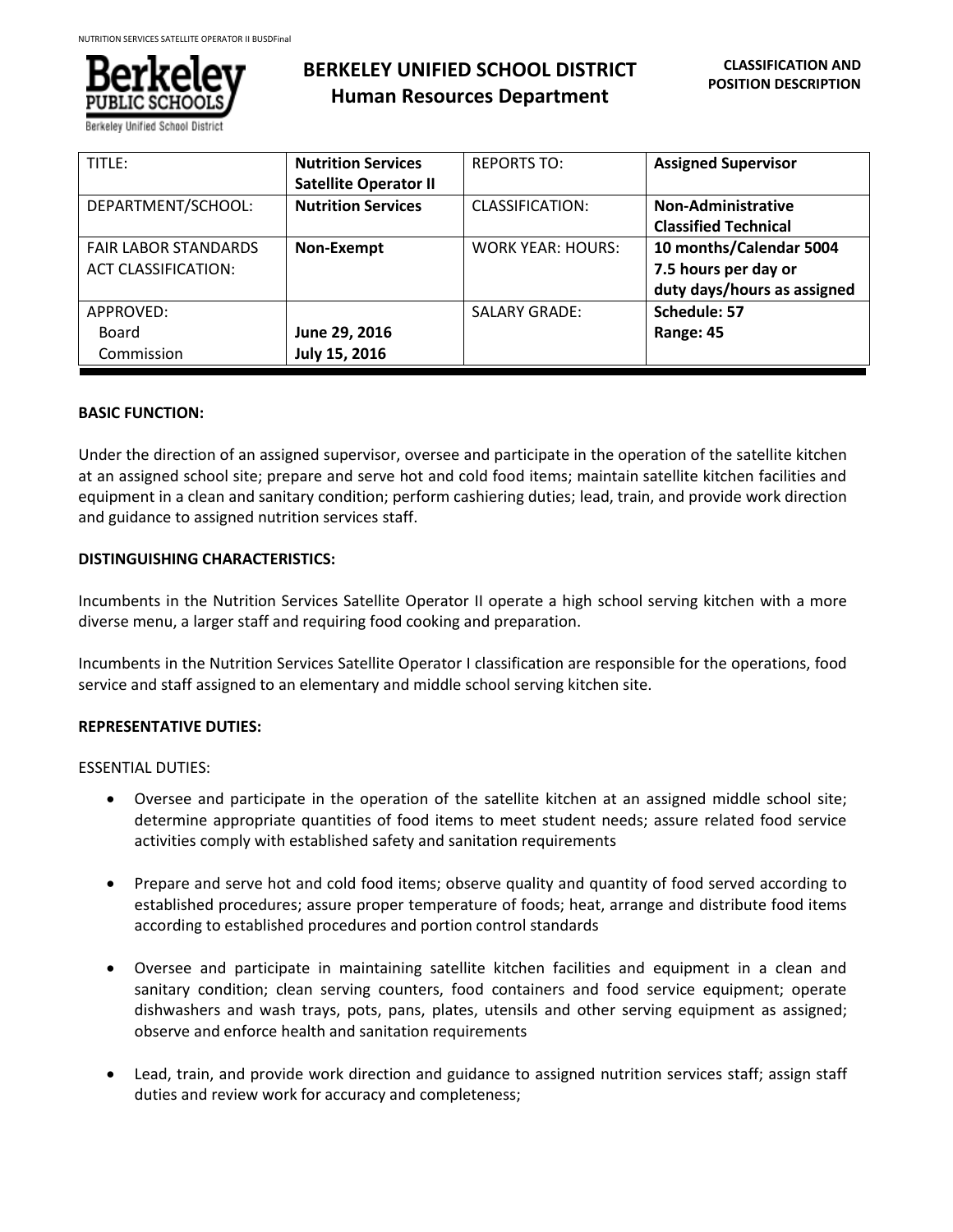# BERKELEY UNIFIED SCHOOL DISTRICT
## Human Resources Department

**CLASSIFICATION AND POSITION DESCRIPTION**

| TITLE: | **Nutrition Services Satellite Operator II** | REPORTS TO: | **Assigned Supervisor** |
|---|---|---|---|
| DEPARTMENT/SCHOOL: | **Nutrition Services** | CLASSIFICATION: | **Non-Administrative Classified Technical** |
| FAIR LABOR STANDARDS ACT CLASSIFICATION: | **Non-Exempt** | WORK YEAR: HOURS: | **10 months/Calendar 5004 7.5 hours per day or duty days/hours as assigned** |
| APPROVED: Board Commission | **June 29, 2016 July 15, 2016** | SALARY GRADE: | **Schedule: 57 Range: 45** |

**BASIC FUNCTION:**

Under the direction of an assigned supervisor, oversee and participate in the operation of the satellite kitchen at an assigned school site; prepare and serve hot and cold food items; maintain satellite kitchen facilities and equipment in a clean and sanitary condition; perform cashiering duties; lead, train, and provide work direction and guidance to assigned nutrition services staff.

**DISTINGUISHING CHARACTERISTICS:**

Incumbents in the Nutrition Services Satellite Operator II operate a high school serving kitchen with a more diverse menu, a larger staff and requiring food cooking and preparation.

Incumbents in the Nutrition Services Satellite Operator I classification are responsible for the operations, food service and staff assigned to an elementary and middle school serving kitchen site.

**REPRESENTATIVE DUTIES:**

ESSENTIAL DUTIES:

- Oversee and participate in the operation of the satellite kitchen at an assigned middle school site; determine appropriate quantities of food items to meet student needs; assure related food service activities comply with established safety and sanitation requirements
- Prepare and serve hot and cold food items; observe quality and quantity of food served according to established procedures; assure proper temperature of foods; heat, arrange and distribute food items according to established procedures and portion control standards
- Oversee and participate in maintaining satellite kitchen facilities and equipment in a clean and sanitary condition; clean serving counters, food containers and food service equipment; operate dishwashers and wash trays, pots, pans, plates, utensils and other serving equipment as assigned; observe and enforce health and sanitation requirements
- Lead, train, and provide work direction and guidance to assigned nutrition services staff; assign staff duties and review work for accuracy and completeness;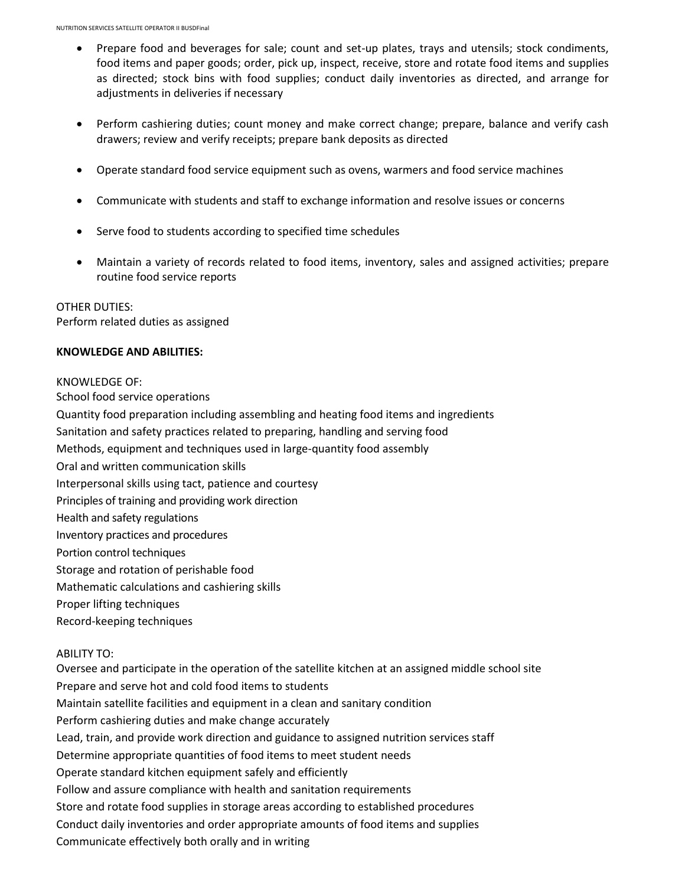- Prepare food and beverages for sale; count and set-up plates, trays and utensils; stock condiments, food items and paper goods; order, pick up, inspect, receive, store and rotate food items and supplies as directed; stock bins with food supplies; conduct daily inventories as directed, and arrange for adjustments in deliveries if necessary

- Perform cashiering duties; count money and make correct change; prepare, balance and verify cash drawers; review and verify receipts; prepare bank deposits as directed

- Operate standard food service equipment such as ovens, warmers and food service machines

- Communicate with students and staff to exchange information and resolve issues or concerns

- Serve food to students according to specified time schedules

- Maintain a variety of records related to food items, inventory, sales and assigned activities; prepare routine food service reports

OTHER DUTIES:
Perform related duties as assigned

**KNOWLEDGE AND ABILITIES:**

KNOWLEDGE OF:
School food service operations
Quantity food preparation including assembling and heating food items and ingredients
Sanitation and safety practices related to preparing, handling and serving food
Methods, equipment and techniques used in large-quantity food assembly
Oral and written communication skills
Interpersonal skills using tact, patience and courtesy
Principles of training and providing work direction
Health and safety regulations
Inventory practices and procedures
Portion control techniques
Storage and rotation of perishable food
Mathematic calculations and cashiering skills
Proper lifting techniques
Record-keeping techniques

ABILITY TO:
Oversee and participate in the operation of the satellite kitchen at an assigned middle school site
Prepare and serve hot and cold food items to students
Maintain satellite facilities and equipment in a clean and sanitary condition
Perform cashiering duties and make change accurately
Lead, train, and provide work direction and guidance to assigned nutrition services staff
Determine appropriate quantities of food items to meet student needs
Operate standard kitchen equipment safely and efficiently
Follow and assure compliance with health and sanitation requirements
Store and rotate food supplies in storage areas according to established procedures
Conduct daily inventories and order appropriate amounts of food items and supplies
Communicate effectively both orally and in writing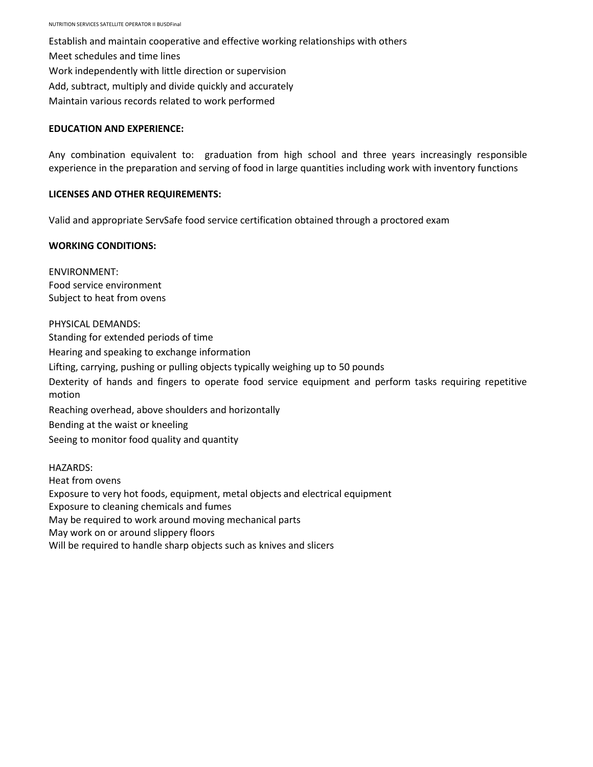Establish and maintain cooperative and effective working relationships with others
Meet schedules and time lines
Work independently with little direction or supervision
Add, subtract, multiply and divide quickly and accurately
Maintain various records related to work performed

**EDUCATION AND EXPERIENCE:**

Any combination equivalent to: graduation from high school and three years increasingly responsible experience in the preparation and serving of food in large quantities including work with inventory functions

**LICENSES AND OTHER REQUIREMENTS:**

Valid and appropriate ServSafe food service certification obtained through a proctored exam

**WORKING CONDITIONS:**

ENVIRONMENT:
Food service environment
Subject to heat from ovens

PHYSICAL DEMANDS:
Standing for extended periods of time
Hearing and speaking to exchange information
Lifting, carrying, pushing or pulling objects typically weighing up to 50 pounds
Dexterity of hands and fingers to operate food service equipment and perform tasks requiring repetitive motion
Reaching overhead, above shoulders and horizontally
Bending at the waist or kneeling
Seeing to monitor food quality and quantity

HAZARDS:
Heat from ovens
Exposure to very hot foods, equipment, metal objects and electrical equipment
Exposure to cleaning chemicals and fumes
May be required to work around moving mechanical parts
May work on or around slippery floors
Will be required to handle sharp objects such as knives and slicers